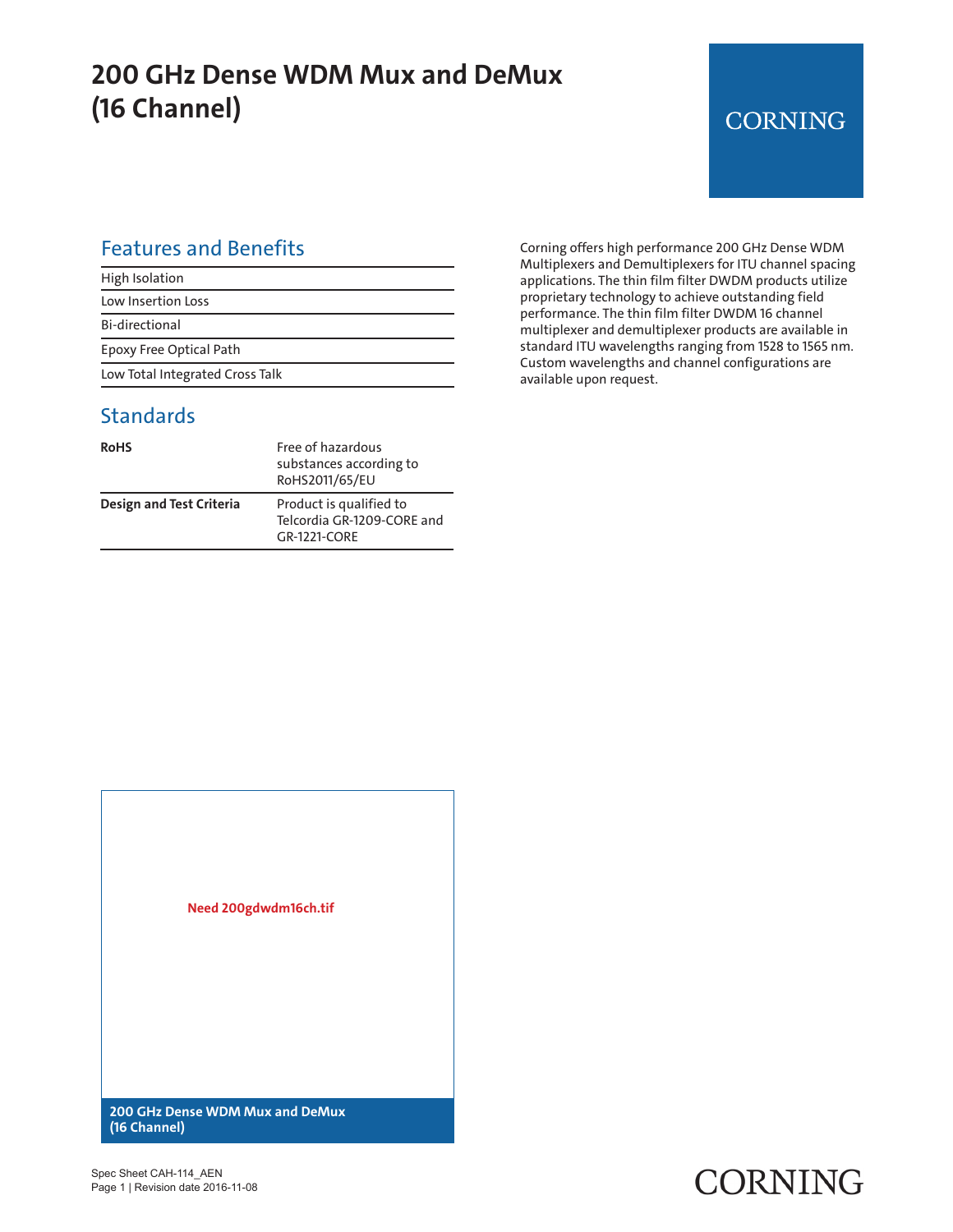# 200 GHz Dense WDM Mux and DeMux (16 Channel)

CORNING

## Features and Benefits

| |
|---|
| High Isolation |
| Low Insertion Loss |
| Bi-directional |
| Epoxy Free Optical Path |
| Low Total Integrated Cross Talk |

## Standards

| | |
|---|---|
| **RoHS** | Free of hazardous substances according to RoHS2011/65/EU |
| **Design and Test Criteria** | Product is qualified to Telcordia GR-1209-CORE and GR-1221-CORE |

Corning offers high performance 200 GHz Dense WDM Multiplexers and Demultiplexers for ITU channel spacing applications. The thin film filter DWDM products utilize proprietary technology to achieve outstanding field performance. The thin film filter DWDM 16 channel multiplexer and demultiplexer products are available in standard ITU wavelengths ranging from 1528 to 1565 nm. Custom wavelengths and channel configurations are available upon request.

Need 200gdwdm16ch.tif

**200 GHz Dense WDM Mux and DeMux (16 Channel)**

Spec Sheet CAH-114_AEN
Page 1 | Revision date 2016-11-08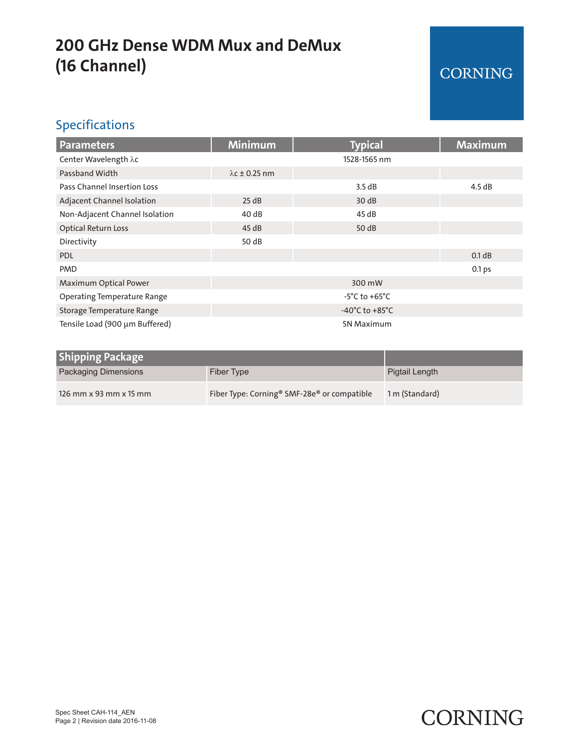# 200 GHz Dense WDM Mux and DeMux (16 Channel)

## Specifications

| Parameters | Minimum | Typical | Maximum |
|---|---|---|---|
| Center Wavelength λc | | 1528-1565 nm | |
| Passband Width | λc ± 0.25 nm | | |
| Pass Channel Insertion Loss | | 3.5 dB | 4.5 dB |
| Adjacent Channel Isolation | 25 dB | 30 dB | |
| Non-Adjacent Channel Isolation | 40 dB | 45 dB | |
| Optical Return Loss | 45 dB | 50 dB | |
| Directivity | 50 dB | | |
| PDL | | | 0.1 dB |
| PMD | | | 0.1 ps |
| Maximum Optical Power | | 300 mW | |
| Operating Temperature Range | | -5°C to +65°C | |
| Storage Temperature Range | | -40°C to +85°C | |
| Tensile Load (900 µm Buffered) | | 5N Maximum | |

| Shipping Package | | |
|---|---|---|
| Packaging Dimensions | Fiber Type | Pigtail Length |
| 126 mm x 93 mm x 15 mm | Fiber Type: Corning® SMF-28e® or compatible | 1 m (Standard) |

Spec Sheet CAH-114_AEN
Revision date 2016-11-08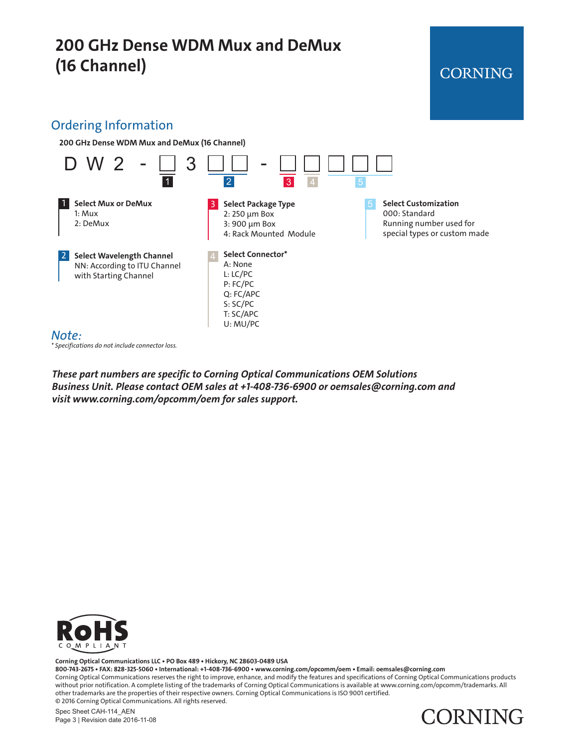# 200 GHz Dense WDM Mux and DeMux (16 Channel)

## Ordering Information

**200 GHz Dense WDM Mux and DeMux (16 Channel)**

D W 2 - [1] 3 [2][2] - [3] [4] [5][5][5]

**1 Select Mux or DeMux**
1: Mux
2: DeMux

**2 Select Wavelength Channel**
NN: According to ITU Channel with Starting Channel

**3 Select Package Type**
2: 250 µm Box
3: 900 µm Box
4: Rack Mounted Module

**4 Select Connector***
A: None
L: LC/PC
P: FC/PC
Q: FC/APC
S: SC/PC
T: SC/APC
U: MU/PC

**5 Select Customization**
000: Standard
Running number used for special types or custom made

*Note:*
*\* Specifications do not include connector loss.*

***These part numbers are specific to Corning Optical Communications OEM Solutions Business Unit. Please contact OEM sales at +1-408-736-6900 or oemsales@corning.com and visit www.corning.com/opcomm/oem for sales support.***

RoHS COMPLIANT

**Corning Optical Communications LLC • PO Box 489 • Hickory, NC 28603-0489 USA**
**800-743-2675 • FAX: 828-325-5060 • International: +1-408-736-6900 • www.corning.com/opcomm/oem • Email: oemsales@corning.com**
Corning Optical Communications reserves the right to improve, enhance, and modify the features and specifications of Corning Optical Communications products without prior notification. A complete listing of the trademarks of Corning Optical Communications is available at www.corning.com/opcomm/trademarks. All other trademarks are the properties of their respective owners. Corning Optical Communications is ISO 9001 certified.
© 2016 Corning Optical Communications. All rights reserved.

Spec Sheet CAH-114_AEN
Revision date 2016-11-08